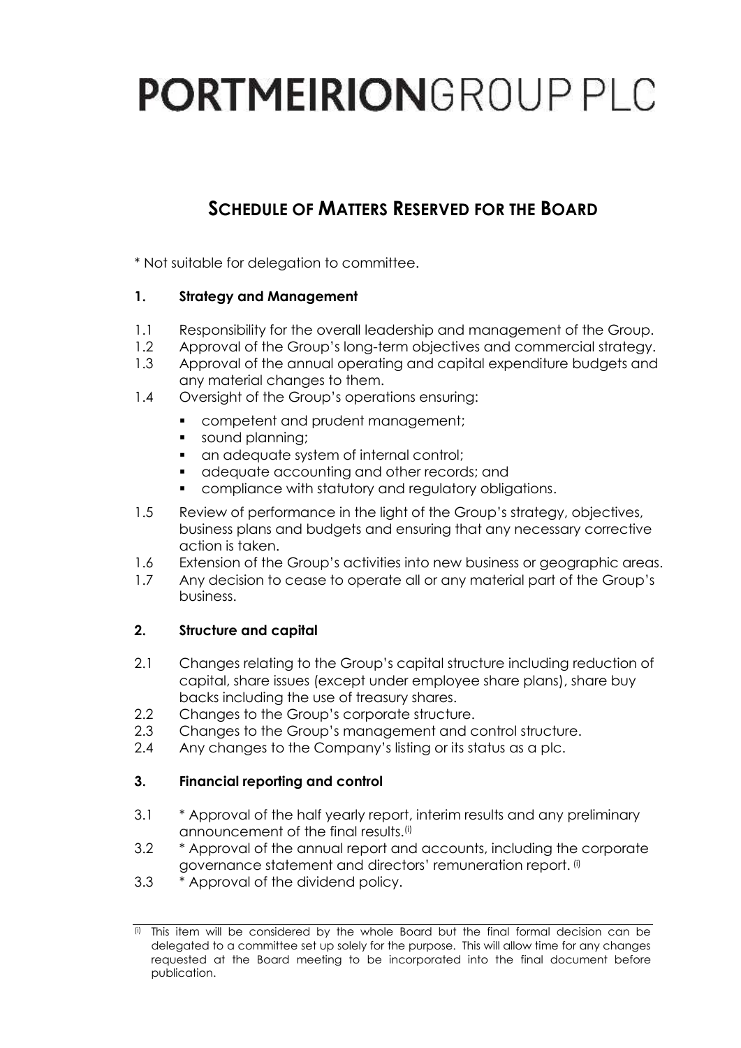# PORTMEIRIONGROUP PLC

## SCHEDULE OF MATTERS RESERVED FOR THE BOARD

* Not suitable for delegation to committee.

### 1. Strategy and Management

1.1 Responsibility for the overall leadership and management of the Group.

1.2 Approval of the Group's long-term objectives and commercial strategy.

1.3 Approval of the annual operating and capital expenditure budgets and any material changes to them.

1.4 Oversight of the Group's operations ensuring:

- competent and prudent management;
- sound planning;
- an adequate system of internal control;
- adequate accounting and other records; and
- compliance with statutory and regulatory obligations.

1.5 Review of performance in the light of the Group's strategy, objectives, business plans and budgets and ensuring that any necessary corrective action is taken.

1.6 Extension of the Group's activities into new business or geographic areas.

1.7 Any decision to cease to operate all or any material part of the Group's business.

### 2. Structure and capital

2.1 Changes relating to the Group's capital structure including reduction of capital, share issues (except under employee share plans), share buy backs including the use of treasury shares.

2.2 Changes to the Group's corporate structure.

2.3 Changes to the Group's management and control structure.

2.4 Any changes to the Company's listing or its status as a plc.

### 3. Financial reporting and control

3.1 * Approval of the half yearly report, interim results and any preliminary announcement of the final results.[i]

3.2 * Approval of the annual report and accounts, including the corporate governance statement and directors' remuneration report. [i]

3.3 * Approval of the dividend policy.

---

[i] This item will be considered by the whole Board but the final formal decision can be delegated to a committee set up solely for the purpose. This will allow time for any changes requested at the Board meeting to be incorporated into the final document before publication.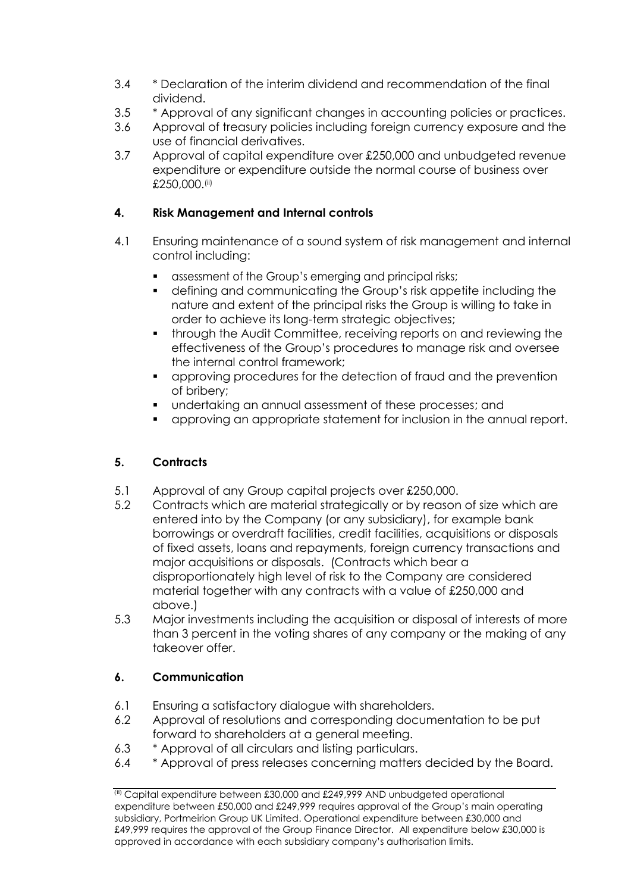3.4 * Declaration of the interim dividend and recommendation of the final dividend.

3.5 * Approval of any significant changes in accounting policies or practices.

3.6 Approval of treasury policies including foreign currency exposure and the use of financial derivatives.

3.7 Approval of capital expenditure over £250,000 and unbudgeted revenue expenditure or expenditure outside the normal course of business over £250,000.[(ii)]

## 4. Risk Management and Internal controls

4.1 Ensuring maintenance of a sound system of risk management and internal control including:

- assessment of the Group's emerging and principal risks;
- defining and communicating the Group's risk appetite including the nature and extent of the principal risks the Group is willing to take in order to achieve its long-term strategic objectives;
- through the Audit Committee, receiving reports on and reviewing the effectiveness of the Group's procedures to manage risk and oversee the internal control framework;
- approving procedures for the detection of fraud and the prevention of bribery;
- undertaking an annual assessment of these processes; and
- approving an appropriate statement for inclusion in the annual report.

## 5. Contracts

5.1 Approval of any Group capital projects over £250,000.

5.2 Contracts which are material strategically or by reason of size which are entered into by the Company (or any subsidiary), for example bank borrowings or overdraft facilities, credit facilities, acquisitions or disposals of fixed assets, loans and repayments, foreign currency transactions and major acquisitions or disposals. (Contracts which bear a disproportionately high level of risk to the Company are considered material together with any contracts with a value of £250,000 and above.)

5.3 Major investments including the acquisition or disposal of interests of more than 3 percent in the voting shares of any company or the making of any takeover offer.

## 6. Communication

6.1 Ensuring a satisfactory dialogue with shareholders.

6.2 Approval of resolutions and corresponding documentation to be put forward to shareholders at a general meeting.

6.3 * Approval of all circulars and listing particulars.

6.4 * Approval of press releases concerning matters decided by the Board.

---

[(ii)] Capital expenditure between £30,000 and £249,999 AND unbudgeted operational expenditure between £50,000 and £249,999 requires approval of the Group's main operating subsidiary, Portmeirion Group UK Limited. Operational expenditure between £30,000 and £49,999 requires the approval of the Group Finance Director. All expenditure below £30,000 is approved in accordance with each subsidiary company's authorisation limits.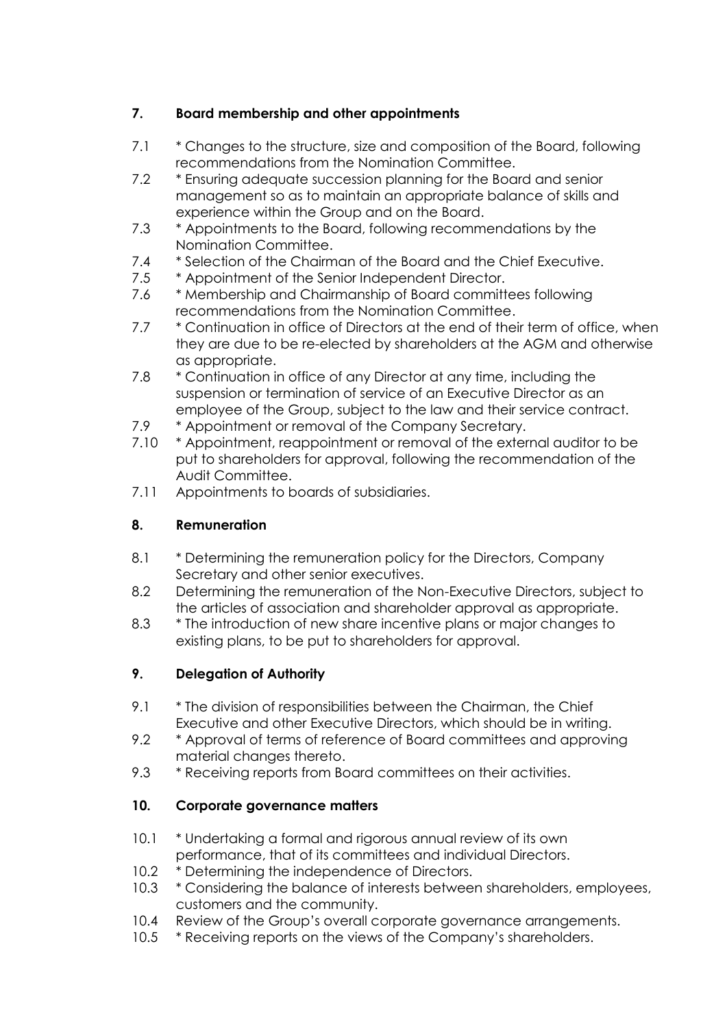## 7. Board membership and other appointments

7.1 * Changes to the structure, size and composition of the Board, following recommendations from the Nomination Committee.

7.2 * Ensuring adequate succession planning for the Board and senior management so as to maintain an appropriate balance of skills and experience within the Group and on the Board.

7.3 * Appointments to the Board, following recommendations by the Nomination Committee.

7.4 * Selection of the Chairman of the Board and the Chief Executive.

7.5 * Appointment of the Senior Independent Director.

7.6 * Membership and Chairmanship of Board committees following recommendations from the Nomination Committee.

7.7 * Continuation in office of Directors at the end of their term of office, when they are due to be re-elected by shareholders at the AGM and otherwise as appropriate.

7.8 * Continuation in office of any Director at any time, including the suspension or termination of service of an Executive Director as an employee of the Group, subject to the law and their service contract.

7.9 * Appointment or removal of the Company Secretary.

7.10 * Appointment, reappointment or removal of the external auditor to be put to shareholders for approval, following the recommendation of the Audit Committee.

7.11 Appointments to boards of subsidiaries.

## 8. Remuneration

8.1 * Determining the remuneration policy for the Directors, Company Secretary and other senior executives.

8.2 Determining the remuneration of the Non-Executive Directors, subject to the articles of association and shareholder approval as appropriate.

8.3 * The introduction of new share incentive plans or major changes to existing plans, to be put to shareholders for approval.

## 9. Delegation of Authority

9.1 * The division of responsibilities between the Chairman, the Chief Executive and other Executive Directors, which should be in writing.

9.2 * Approval of terms of reference of Board committees and approving material changes thereto.

9.3 * Receiving reports from Board committees on their activities.

## 10. Corporate governance matters

10.1 * Undertaking a formal and rigorous annual review of its own performance, that of its committees and individual Directors.

10.2 * Determining the independence of Directors.

10.3 * Considering the balance of interests between shareholders, employees, customers and the community.

10.4 Review of the Group's overall corporate governance arrangements.

10.5 * Receiving reports on the views of the Company's shareholders.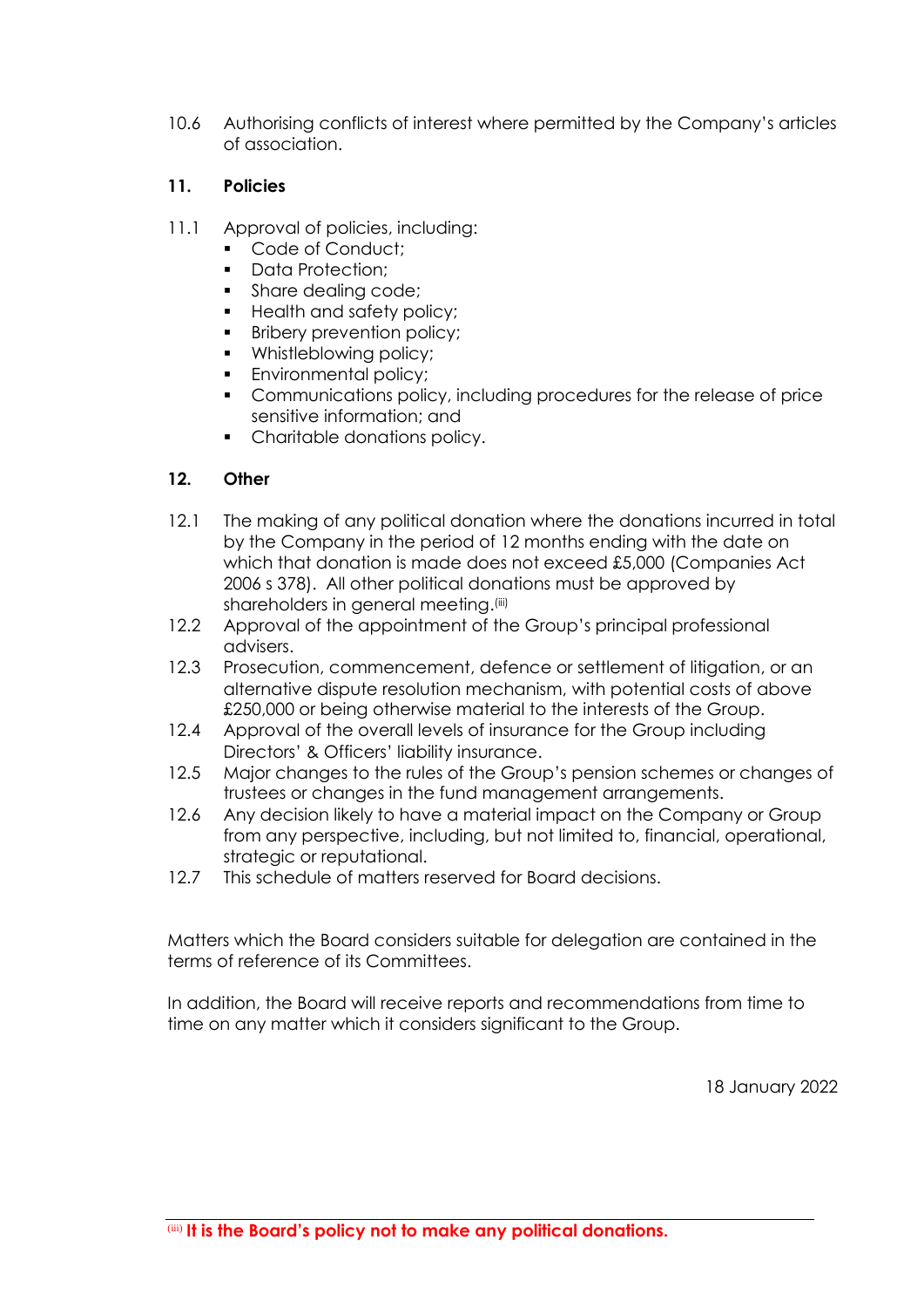10.6 Authorising conflicts of interest where permitted by the Company's articles of association.

**11. Policies**

11.1 Approval of policies, including:

- Code of Conduct;
- Data Protection;
- Share dealing code;
- Health and safety policy;
- Bribery prevention policy;
- Whistleblowing policy;
- Environmental policy;
- Communications policy, including procedures for the release of price sensitive information; and
- Charitable donations policy.

**12. Other**

12.1 The making of any political donation where the donations incurred in total by the Company in the period of 12 months ending with the date on which that donation is made does not exceed £5,000 (Companies Act 2006 s 378). All other political donations must be approved by shareholders in general meeting.[iii]

12.2 Approval of the appointment of the Group's principal professional advisers.

12.3 Prosecution, commencement, defence or settlement of litigation, or an alternative dispute resolution mechanism, with potential costs of above £250,000 or being otherwise material to the interests of the Group.

12.4 Approval of the overall levels of insurance for the Group including Directors' & Officers' liability insurance.

12.5 Major changes to the rules of the Group's pension schemes or changes of trustees or changes in the fund management arrangements.

12.6 Any decision likely to have a material impact on the Company or Group from any perspective, including, but not limited to, financial, operational, strategic or reputational.

12.7 This schedule of matters reserved for Board decisions.

Matters which the Board considers suitable for delegation are contained in the terms of reference of its Committees.

In addition, the Board will receive reports and recommendations from time to time on any matter which it considers significant to the Group.

18 January 2022

---

[iii] **It is the Board's policy not to make any political donations.**